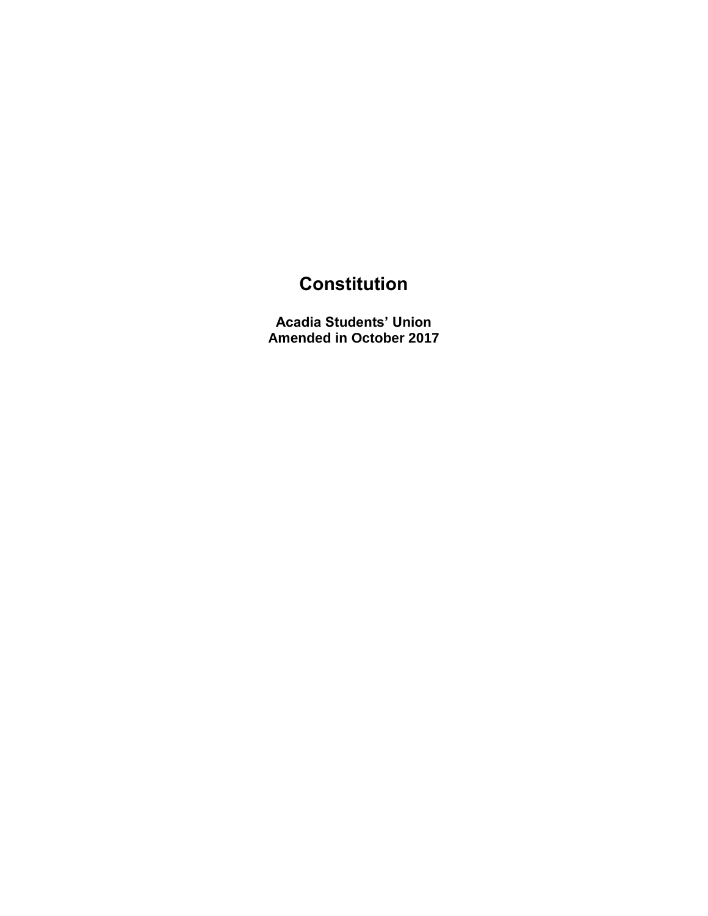# Constitution

**Acadia Students' Union**
**Amended in October 2017**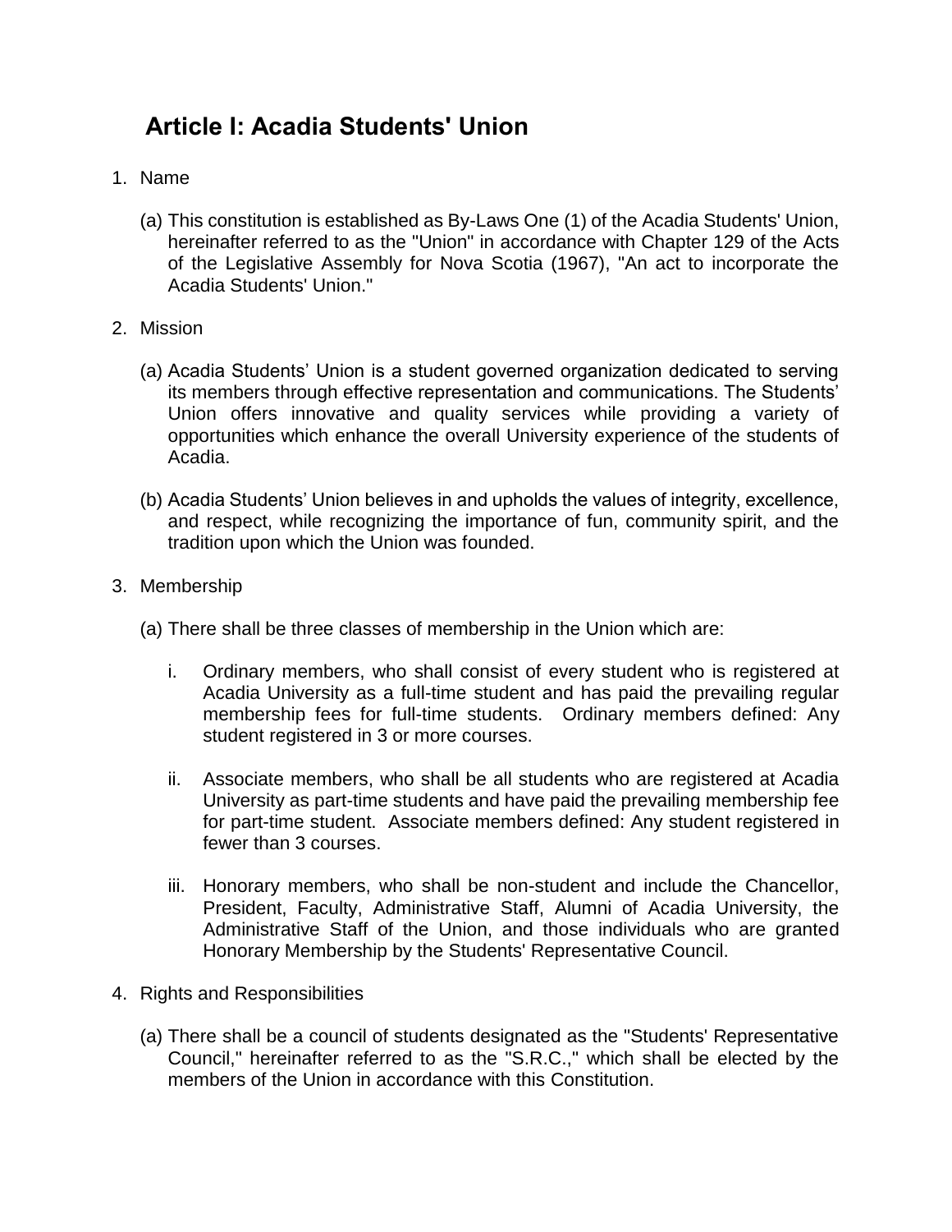# Article I: Acadia Students' Union

1. Name

   (a) This constitution is established as By-Laws One (1) of the Acadia Students' Union, hereinafter referred to as the "Union" in accordance with Chapter 129 of the Acts of the Legislative Assembly for Nova Scotia (1967), "An act to incorporate the Acadia Students' Union."

2. Mission

   (a) Acadia Students' Union is a student governed organization dedicated to serving its members through effective representation and communications. The Students' Union offers innovative and quality services while providing a variety of opportunities which enhance the overall University experience of the students of Acadia.

   (b) Acadia Students' Union believes in and upholds the values of integrity, excellence, and respect, while recognizing the importance of fun, community spirit, and the tradition upon which the Union was founded.

3. Membership

   (a) There shall be three classes of membership in the Union which are:

      i. Ordinary members, who shall consist of every student who is registered at Acadia University as a full-time student and has paid the prevailing regular membership fees for full-time students. Ordinary members defined: Any student registered in 3 or more courses.

      ii. Associate members, who shall be all students who are registered at Acadia University as part-time students and have paid the prevailing membership fee for part-time student. Associate members defined: Any student registered in fewer than 3 courses.

      iii. Honorary members, who shall be non-student and include the Chancellor, President, Faculty, Administrative Staff, Alumni of Acadia University, the Administrative Staff of the Union, and those individuals who are granted Honorary Membership by the Students' Representative Council.

4. Rights and Responsibilities

   (a) There shall be a council of students designated as the "Students' Representative Council," hereinafter referred to as the "S.R.C.," which shall be elected by the members of the Union in accordance with this Constitution.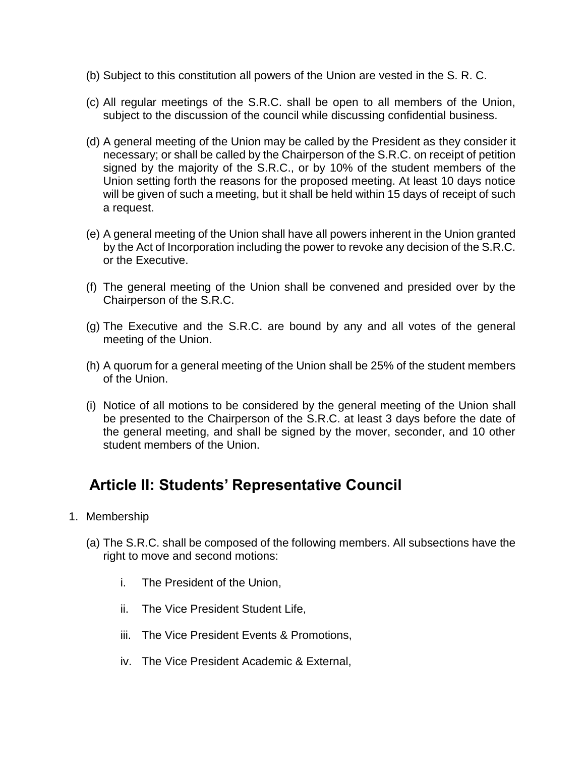(b) Subject to this constitution all powers of the Union are vested in the S. R. C.

(c) All regular meetings of the S.R.C. shall be open to all members of the Union, subject to the discussion of the council while discussing confidential business.

(d) A general meeting of the Union may be called by the President as they consider it necessary; or shall be called by the Chairperson of the S.R.C. on receipt of petition signed by the majority of the S.R.C., or by 10% of the student members of the Union setting forth the reasons for the proposed meeting. At least 10 days notice will be given of such a meeting, but it shall be held within 15 days of receipt of such a request.

(e) A general meeting of the Union shall have all powers inherent in the Union granted by the Act of Incorporation including the power to revoke any decision of the S.R.C. or the Executive.

(f) The general meeting of the Union shall be convened and presided over by the Chairperson of the S.R.C.

(g) The Executive and the S.R.C. are bound by any and all votes of the general meeting of the Union.

(h) A quorum for a general meeting of the Union shall be 25% of the student members of the Union.

(i) Notice of all motions to be considered by the general meeting of the Union shall be presented to the Chairperson of the S.R.C. at least 3 days before the date of the general meeting, and shall be signed by the mover, seconder, and 10 other student members of the Union.

## Article II: Students' Representative Council

1. Membership

   (a) The S.R.C. shall be composed of the following members. All subsections have the right to move and second motions:

      i. The President of the Union,

      ii. The Vice President Student Life,

      iii. The Vice President Events & Promotions,

      iv. The Vice President Academic & External,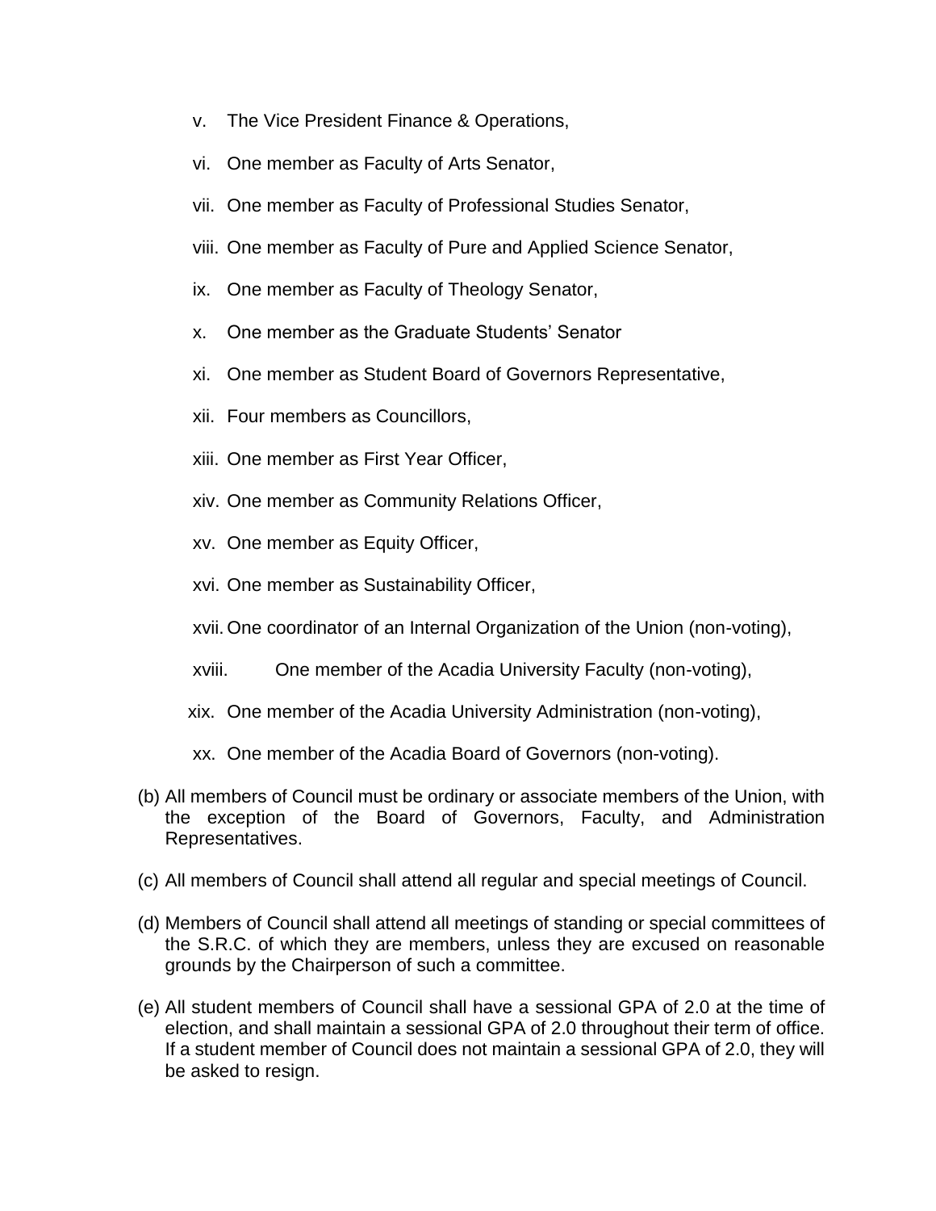v. The Vice President Finance & Operations,

vi. One member as Faculty of Arts Senator,

vii. One member as Faculty of Professional Studies Senator,

viii. One member as Faculty of Pure and Applied Science Senator,

ix. One member as Faculty of Theology Senator,

x. One member as the Graduate Students' Senator

xi. One member as Student Board of Governors Representative,

xii. Four members as Councillors,

xiii. One member as First Year Officer,

xiv. One member as Community Relations Officer,

xv. One member as Equity Officer,

xvi. One member as Sustainability Officer,

xvii. One coordinator of an Internal Organization of the Union (non-voting),

xviii. One member of the Acadia University Faculty (non-voting),

xix. One member of the Acadia University Administration (non-voting),

xx. One member of the Acadia Board of Governors (non-voting).

(b) All members of Council must be ordinary or associate members of the Union, with the exception of the Board of Governors, Faculty, and Administration Representatives.

(c) All members of Council shall attend all regular and special meetings of Council.

(d) Members of Council shall attend all meetings of standing or special committees of the S.R.C. of which they are members, unless they are excused on reasonable grounds by the Chairperson of such a committee.

(e) All student members of Council shall have a sessional GPA of 2.0 at the time of election, and shall maintain a sessional GPA of 2.0 throughout their term of office. If a student member of Council does not maintain a sessional GPA of 2.0, they will be asked to resign.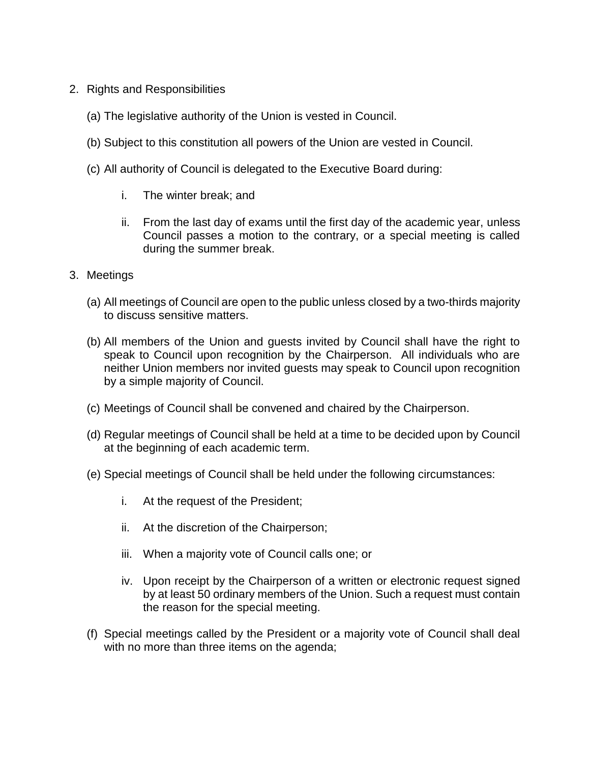2. Rights and Responsibilities

   (a) The legislative authority of the Union is vested in Council.

   (b) Subject to this constitution all powers of the Union are vested in Council.

   (c) All authority of Council is delegated to the Executive Board during:

      i. The winter break; and

      ii. From the last day of exams until the first day of the academic year, unless Council passes a motion to the contrary, or a special meeting is called during the summer break.

3. Meetings

   (a) All meetings of Council are open to the public unless closed by a two-thirds majority to discuss sensitive matters.

   (b) All members of the Union and guests invited by Council shall have the right to speak to Council upon recognition by the Chairperson. All individuals who are neither Union members nor invited guests may speak to Council upon recognition by a simple majority of Council.

   (c) Meetings of Council shall be convened and chaired by the Chairperson.

   (d) Regular meetings of Council shall be held at a time to be decided upon by Council at the beginning of each academic term.

   (e) Special meetings of Council shall be held under the following circumstances:

      i. At the request of the President;

      ii. At the discretion of the Chairperson;

      iii. When a majority vote of Council calls one; or

      iv. Upon receipt by the Chairperson of a written or electronic request signed by at least 50 ordinary members of the Union. Such a request must contain the reason for the special meeting.

   (f) Special meetings called by the President or a majority vote of Council shall deal with no more than three items on the agenda;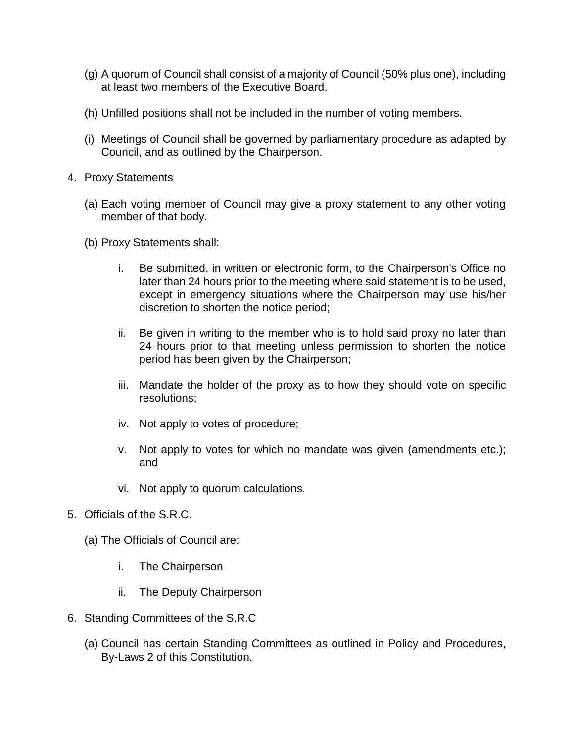(g) A quorum of Council shall consist of a majority of Council (50% plus one), including at least two members of the Executive Board.

(h) Unfilled positions shall not be included in the number of voting members.

(i) Meetings of Council shall be governed by parliamentary procedure as adapted by Council, and as outlined by the Chairperson.

4. Proxy Statements

   (a) Each voting member of Council may give a proxy statement to any other voting member of that body.

   (b) Proxy Statements shall:

      i. Be submitted, in written or electronic form, to the Chairperson's Office no later than 24 hours prior to the meeting where said statement is to be used, except in emergency situations where the Chairperson may use his/her discretion to shorten the notice period;

      ii. Be given in writing to the member who is to hold said proxy no later than 24 hours prior to that meeting unless permission to shorten the notice period has been given by the Chairperson;

      iii. Mandate the holder of the proxy as to how they should vote on specific resolutions;

      iv. Not apply to votes of procedure;

      v. Not apply to votes for which no mandate was given (amendments etc.); and

      vi. Not apply to quorum calculations.

5. Officials of the S.R.C.

   (a) The Officials of Council are:

      i. The Chairperson

      ii. The Deputy Chairperson

6. Standing Committees of the S.R.C

   (a) Council has certain Standing Committees as outlined in Policy and Procedures, By-Laws 2 of this Constitution.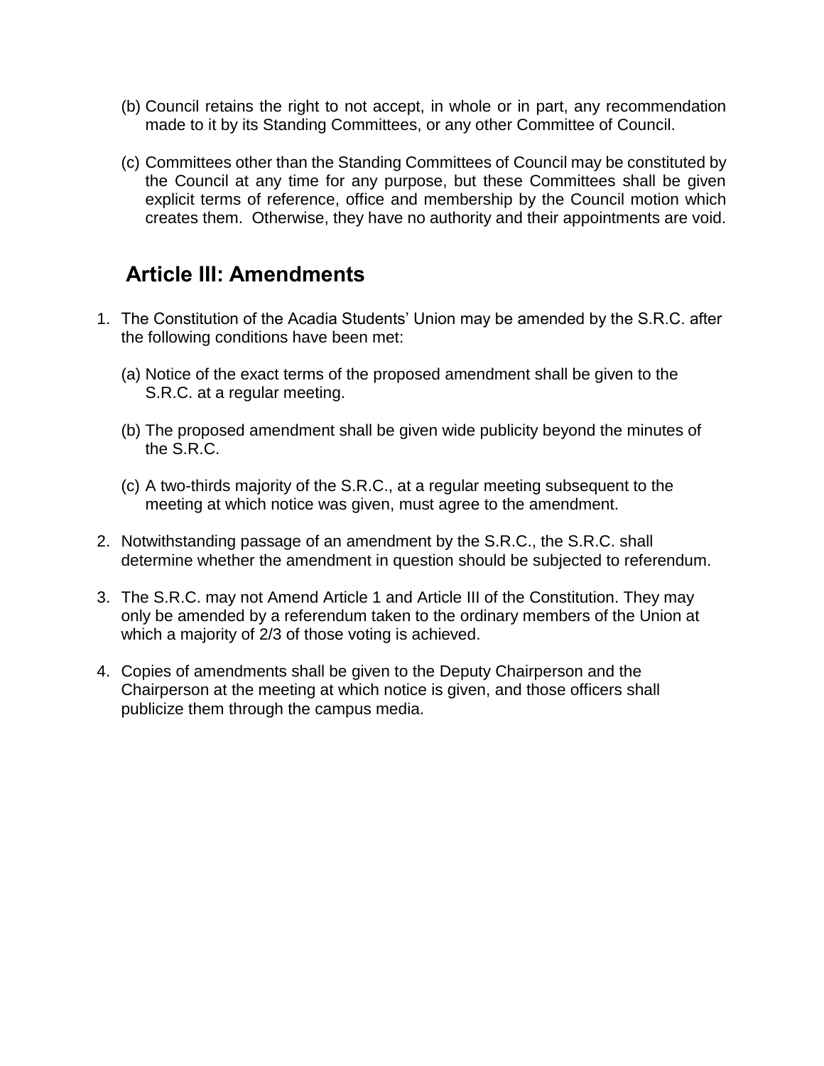(b) Council retains the right to not accept, in whole or in part, any recommendation made to it by its Standing Committees, or any other Committee of Council.

(c) Committees other than the Standing Committees of Council may be constituted by the Council at any time for any purpose, but these Committees shall be given explicit terms of reference, office and membership by the Council motion which creates them. Otherwise, they have no authority and their appointments are void.

## Article III: Amendments

1. The Constitution of the Acadia Students' Union may be amended by the S.R.C. after the following conditions have been met:

   (a) Notice of the exact terms of the proposed amendment shall be given to the S.R.C. at a regular meeting.

   (b) The proposed amendment shall be given wide publicity beyond the minutes of the S.R.C.

   (c) A two-thirds majority of the S.R.C., at a regular meeting subsequent to the meeting at which notice was given, must agree to the amendment.

2. Notwithstanding passage of an amendment by the S.R.C., the S.R.C. shall determine whether the amendment in question should be subjected to referendum.

3. The S.R.C. may not Amend Article 1 and Article III of the Constitution. They may only be amended by a referendum taken to the ordinary members of the Union at which a majority of 2/3 of those voting is achieved.

4. Copies of amendments shall be given to the Deputy Chairperson and the Chairperson at the meeting at which notice is given, and those officers shall publicize them through the campus media.